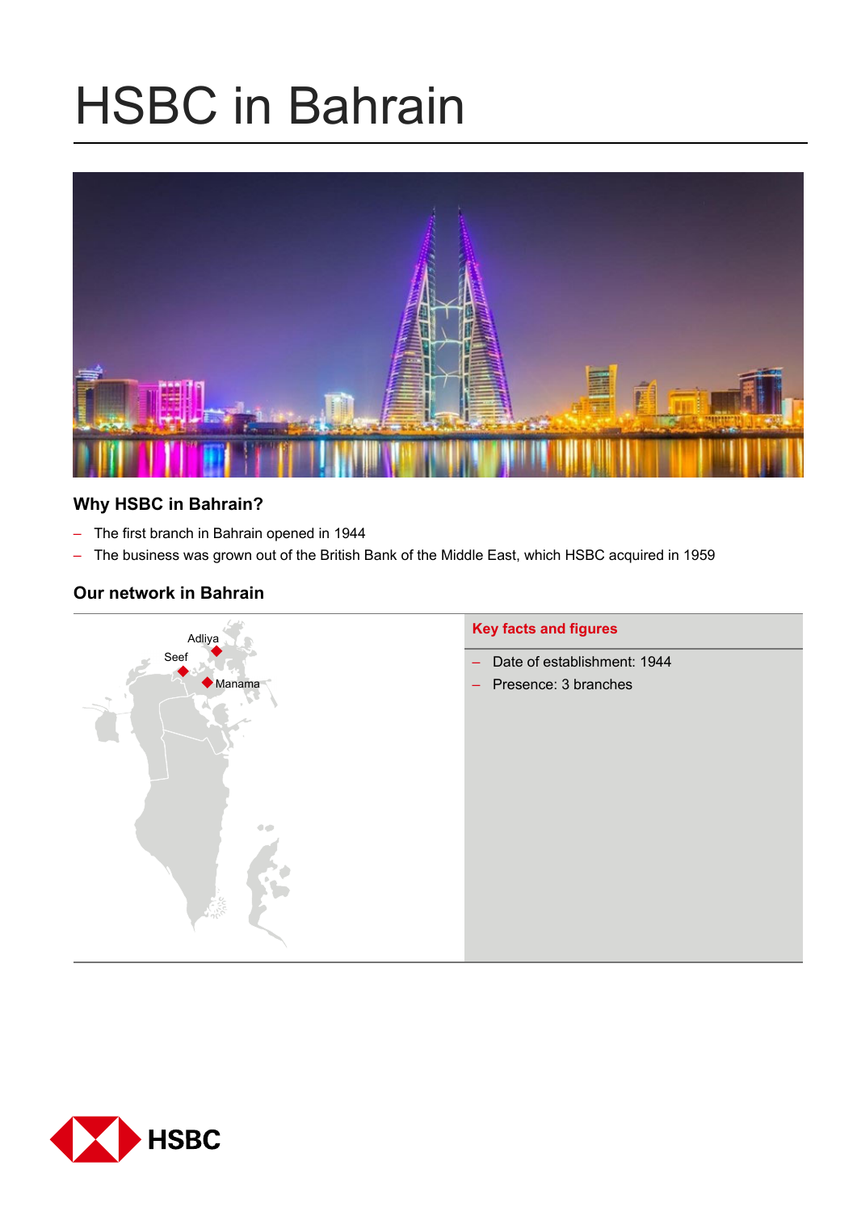# HSBC in Bahrain

## Why HSBC in Bahrain?

- The first branch in Bahrain opened in 1944
- The business was grown out of the British Bank of the Middle East, which HSBC acquired in 1959

## Our network in Bahrain

Adliya

Seef

Manama

### Key facts and figures

- Date of establishment: 1944
- Presence: 3 branches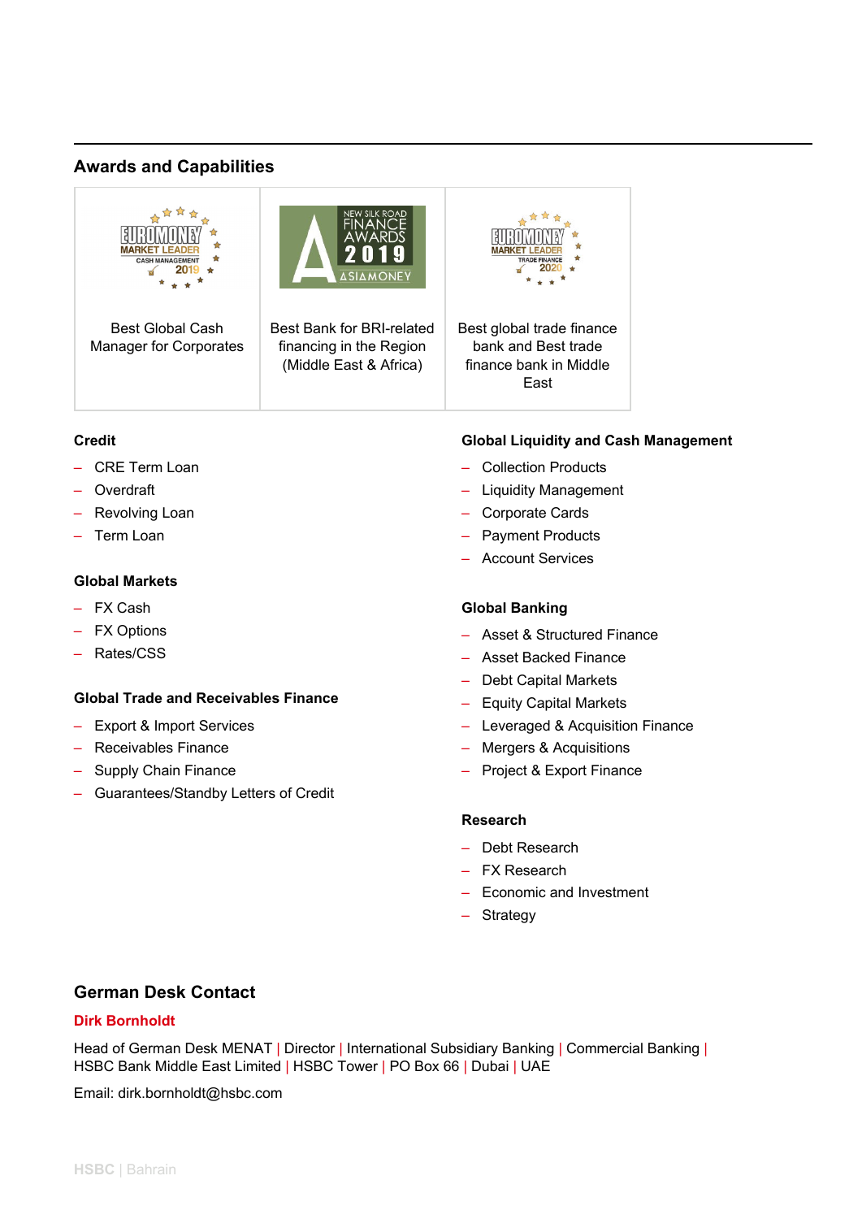## Awards and Capabilities

| Best Global Cash Manager for Corporates | Best Bank for BRI-related financing in the Region (Middle East & Africa) | Best global trade finance bank and Best trade finance bank in Middle East |
|---|---|---|

### Credit

- CRE Term Loan
- Overdraft
- Revolving Loan
- Term Loan

### Global Markets

- FX Cash
- FX Options
- Rates/CSS

### Global Trade and Receivables Finance

- Export & Import Services
- Receivables Finance
- Supply Chain Finance
- Guarantees/Standby Letters of Credit

### Global Liquidity and Cash Management

- Collection Products
- Liquidity Management
- Corporate Cards
- Payment Products
- Account Services

### Global Banking

- Asset & Structured Finance
- Asset Backed Finance
- Debt Capital Markets
- Equity Capital Markets
- Leveraged & Acquisition Finance
- Mergers & Acquisitions
- Project & Export Finance

### Research

- Debt Research
- FX Research
- Economic and Investment
- Strategy

## German Desk Contact

**Dirk Bornholdt**

Head of German Desk MENAT | Director | International Subsidiary Banking | Commercial Banking | HSBC Bank Middle East Limited | HSBC Tower | PO Box 66 | Dubai | UAE

Email: dirk.bornholdt@hsbc.com